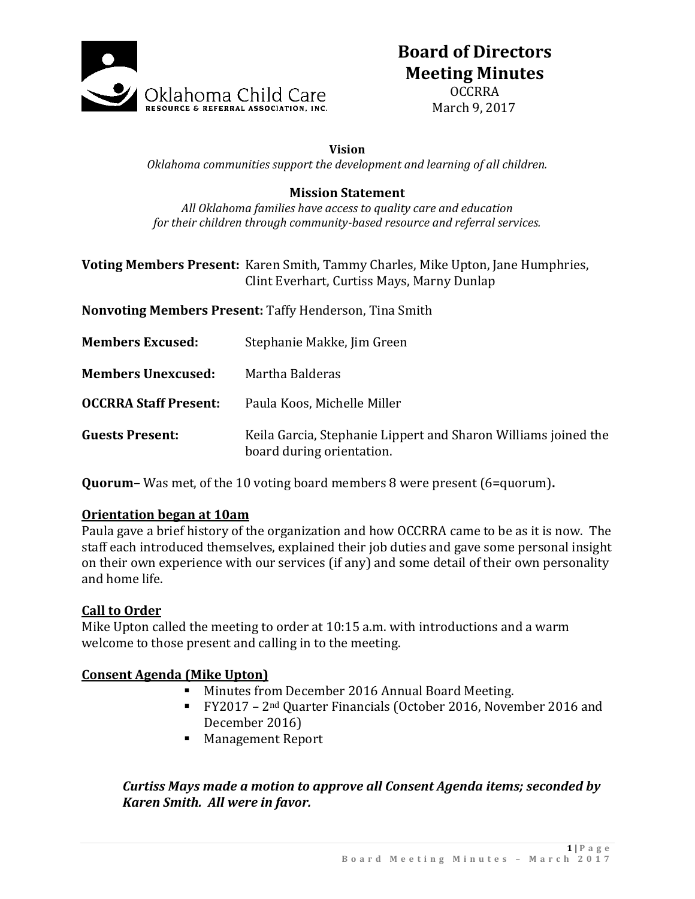# Board of Directors Meeting Minutes

OCCRRA
March 9, 2017

**Vision**

*Oklahoma communities support the development and learning of all children.*

**Mission Statement**

*All Oklahoma families have access to quality care and education for their children through community-based resource and referral services.*

**Voting Members Present:** Karen Smith, Tammy Charles, Mike Upton, Jane Humphries, Clint Everhart, Curtiss Mays, Marny Dunlap

**Nonvoting Members Present:** Taffy Henderson, Tina Smith

**Members Excused:** Stephanie Makke, Jim Green

**Members Unexcused:** Martha Balderas

**OCCRRA Staff Present:** Paula Koos, Michelle Miller

**Guests Present:** Keila Garcia, Stephanie Lippert and Sharon Williams joined the board during orientation.

**Quorum–** Was met, of the 10 voting board members 8 were present (6=quorum)**.**

**Orientation began at 10am**

Paula gave a brief history of the organization and how OCCRRA came to be as it is now. The staff each introduced themselves, explained their job duties and gave some personal insight on their own experience with our services (if any) and some detail of their own personality and home life.

**Call to Order**

Mike Upton called the meeting to order at 10:15 a.m. with introductions and a warm welcome to those present and calling in to the meeting.

**Consent Agenda (Mike Upton)**

- Minutes from December 2016 Annual Board Meeting.
- FY2017 – 2nd Quarter Financials (October 2016, November 2016 and December 2016)
- Management Report

***Curtiss Mays made a motion to approve all Consent Agenda items; seconded by Karen Smith. All were in favor.***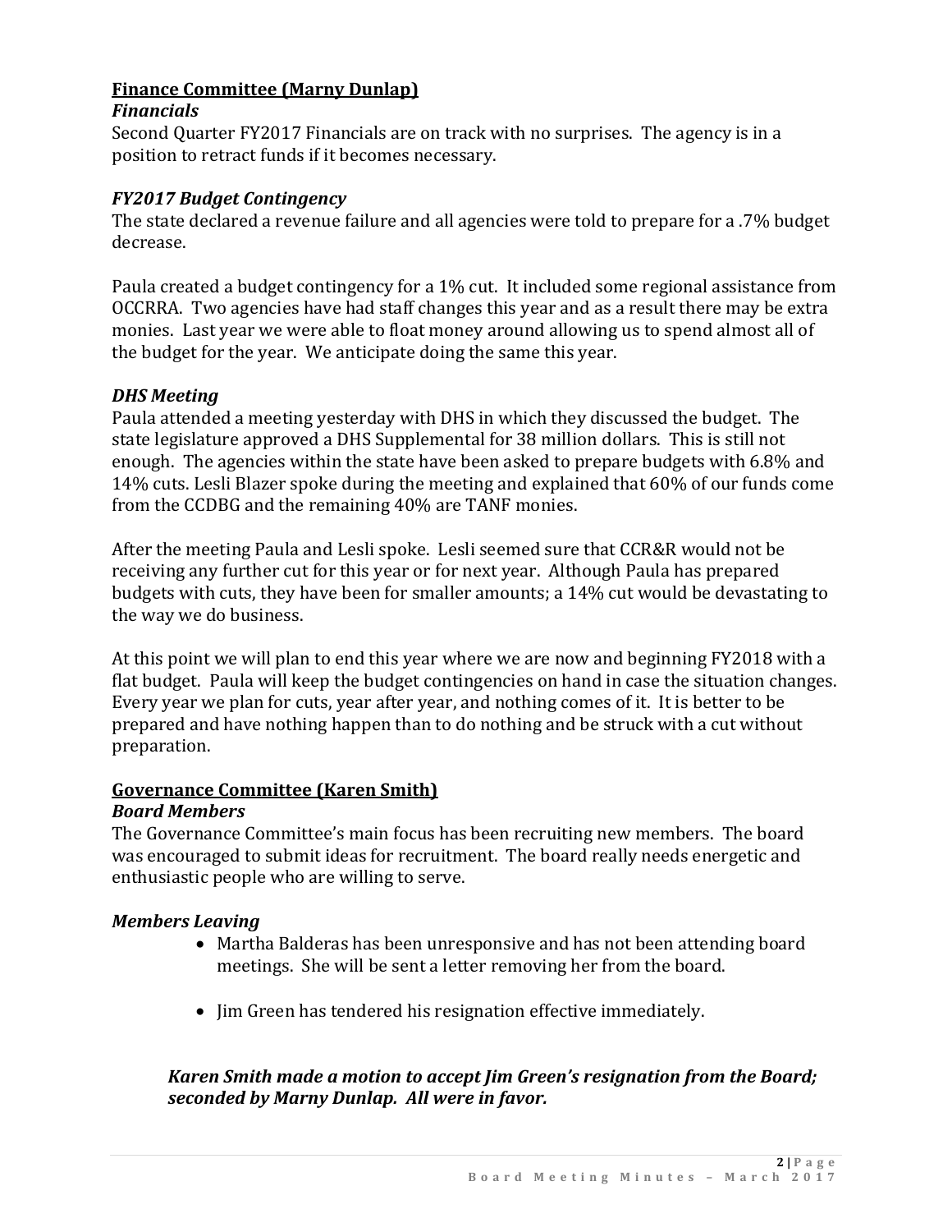## Finance Committee (Marny Dunlap)

### *Financials*

Second Quarter FY2017 Financials are on track with no surprises. The agency is in a position to retract funds if it becomes necessary.

### *FY2017 Budget Contingency*

The state declared a revenue failure and all agencies were told to prepare for a .7% budget decrease.

Paula created a budget contingency for a 1% cut. It included some regional assistance from OCCRRA. Two agencies have had staff changes this year and as a result there may be extra monies. Last year we were able to float money around allowing us to spend almost all of the budget for the year. We anticipate doing the same this year.

### *DHS Meeting*

Paula attended a meeting yesterday with DHS in which they discussed the budget. The state legislature approved a DHS Supplemental for 38 million dollars. This is still not enough. The agencies within the state have been asked to prepare budgets with 6.8% and 14% cuts. Lesli Blazer spoke during the meeting and explained that 60% of our funds come from the CCDBG and the remaining 40% are TANF monies.

After the meeting Paula and Lesli spoke. Lesli seemed sure that CCR&R would not be receiving any further cut for this year or for next year. Although Paula has prepared budgets with cuts, they have been for smaller amounts; a 14% cut would be devastating to the way we do business.

At this point we will plan to end this year where we are now and beginning FY2018 with a flat budget. Paula will keep the budget contingencies on hand in case the situation changes. Every year we plan for cuts, year after year, and nothing comes of it. It is better to be prepared and have nothing happen than to do nothing and be struck with a cut without preparation.

## Governance Committee (Karen Smith)

### *Board Members*

The Governance Committee's main focus has been recruiting new members. The board was encouraged to submit ideas for recruitment. The board really needs energetic and enthusiastic people who are willing to serve.

### *Members Leaving*

- Martha Balderas has been unresponsive and has not been attending board meetings. She will be sent a letter removing her from the board.
- Jim Green has tendered his resignation effective immediately.

***Karen Smith made a motion to accept Jim Green's resignation from the Board; seconded by Marny Dunlap. All were in favor.***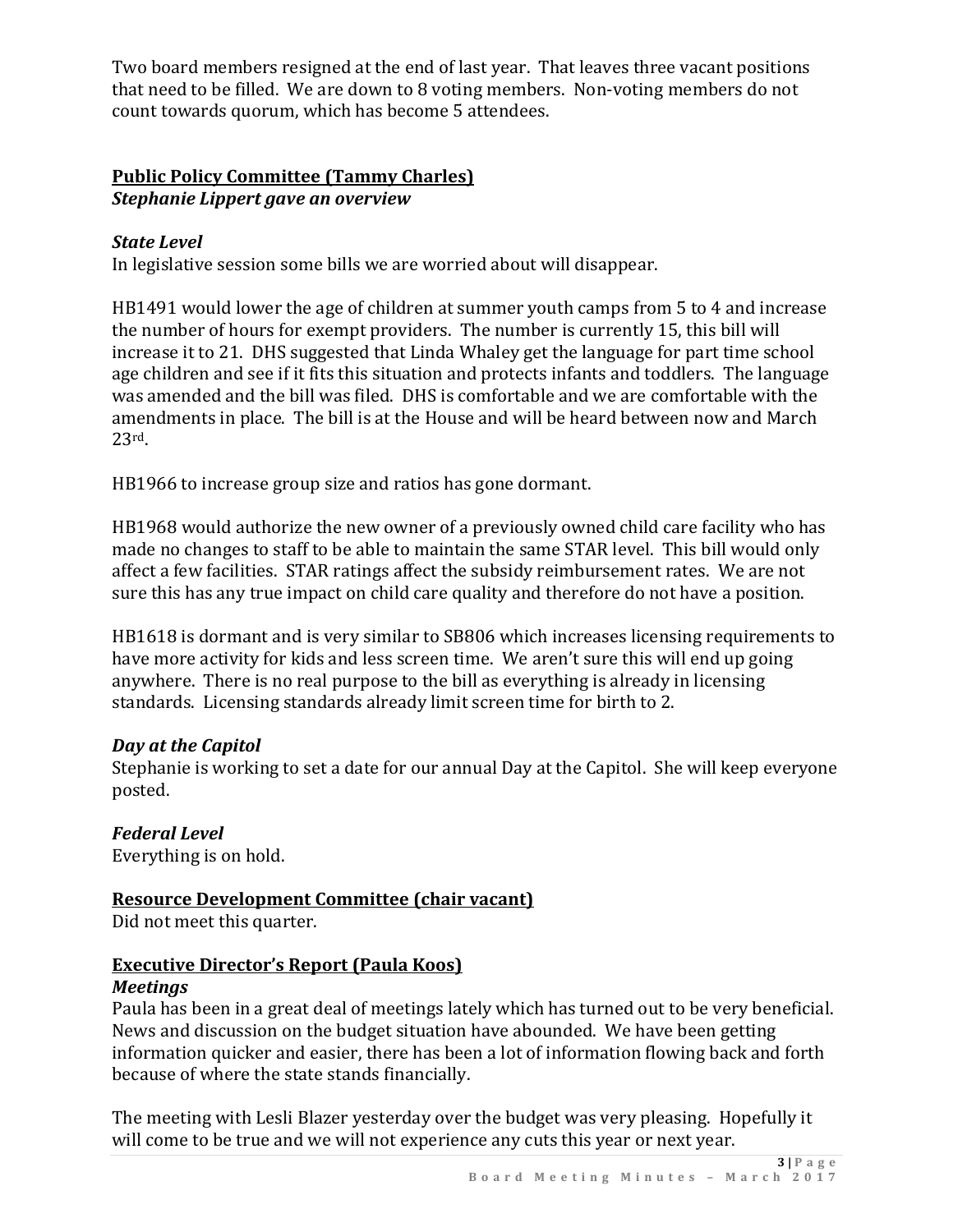Two board members resigned at the end of last year. That leaves three vacant positions that need to be filled. We are down to 8 voting members. Non-voting members do not count towards quorum, which has become 5 attendees.

## Public Policy Committee (Tammy Charles)

***Stephanie Lippert gave an overview***

### *State Level*

In legislative session some bills we are worried about will disappear.

HB1491 would lower the age of children at summer youth camps from 5 to 4 and increase the number of hours for exempt providers. The number is currently 15, this bill will increase it to 21. DHS suggested that Linda Whaley get the language for part time school age children and see if it fits this situation and protects infants and toddlers. The language was amended and the bill was filed. DHS is comfortable and we are comfortable with the amendments in place. The bill is at the House and will be heard between now and March 23rd.

HB1966 to increase group size and ratios has gone dormant.

HB1968 would authorize the new owner of a previously owned child care facility who has made no changes to staff to be able to maintain the same STAR level. This bill would only affect a few facilities. STAR ratings affect the subsidy reimbursement rates. We are not sure this has any true impact on child care quality and therefore do not have a position.

HB1618 is dormant and is very similar to SB806 which increases licensing requirements to have more activity for kids and less screen time. We aren't sure this will end up going anywhere. There is no real purpose to the bill as everything is already in licensing standards. Licensing standards already limit screen time for birth to 2.

### *Day at the Capitol*

Stephanie is working to set a date for our annual Day at the Capitol. She will keep everyone posted.

### *Federal Level*

Everything is on hold.

## Resource Development Committee (chair vacant)

Did not meet this quarter.

## Executive Director's Report (Paula Koos)

### *Meetings*

Paula has been in a great deal of meetings lately which has turned out to be very beneficial. News and discussion on the budget situation have abounded. We have been getting information quicker and easier, there has been a lot of information flowing back and forth because of where the state stands financially.

The meeting with Lesli Blazer yesterday over the budget was very pleasing. Hopefully it will come to be true and we will not experience any cuts this year or next year.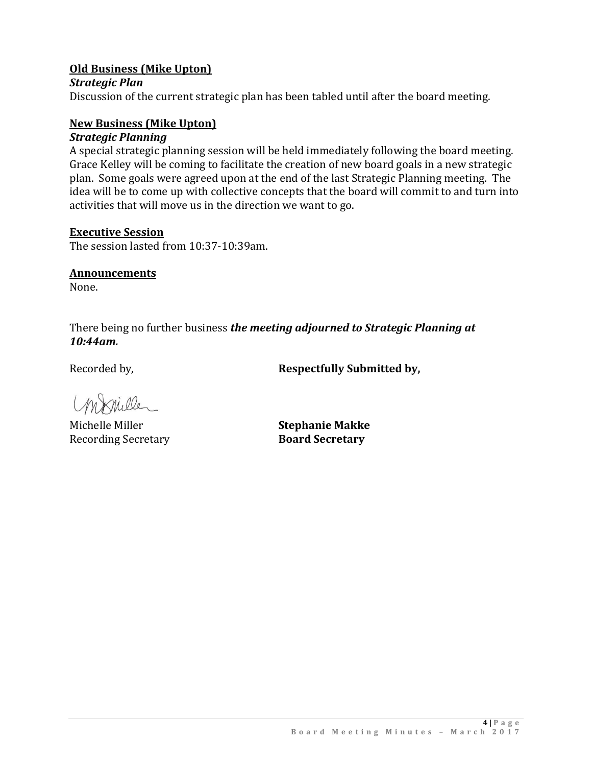**<u>Old Business (Mike Upton)</u>**

***Strategic Plan***

Discussion of the current strategic plan has been tabled until after the board meeting.

**<u>New Business (Mike Upton)</u>**

***Strategic Planning***

A special strategic planning session will be held immediately following the board meeting. Grace Kelley will be coming to facilitate the creation of new board goals in a new strategic plan. Some goals were agreed upon at the end of the last Strategic Planning meeting. The idea will be to come up with collective concepts that the board will commit to and turn into activities that will move us in the direction we want to go.

**<u>Executive Session</u>**

The session lasted from 10:37-10:39am.

**<u>Announcements</u>**

None.

There being no further business ***the meeting adjourned to Strategic Planning at 10:44am.***

| | |
|---|---|
| Recorded by, | **Respectfully Submitted by,** |
| Michelle Miller | **Stephanie Makke** |
| Recording Secretary | **Board Secretary** |